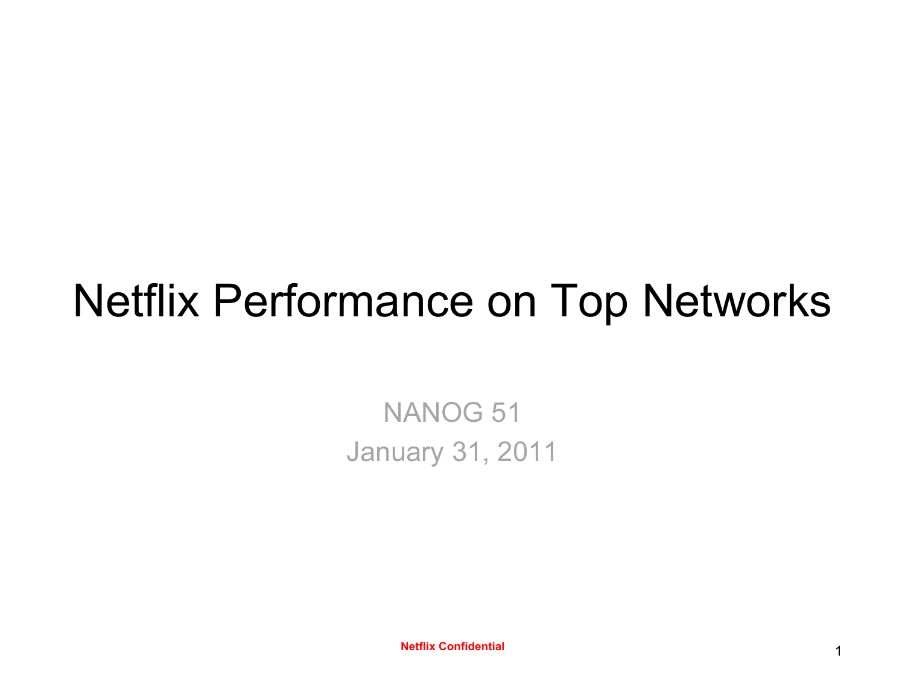# Netflix Performance on Top Networks

NANOG 51

January 31, 2011

**Netflix Confidential**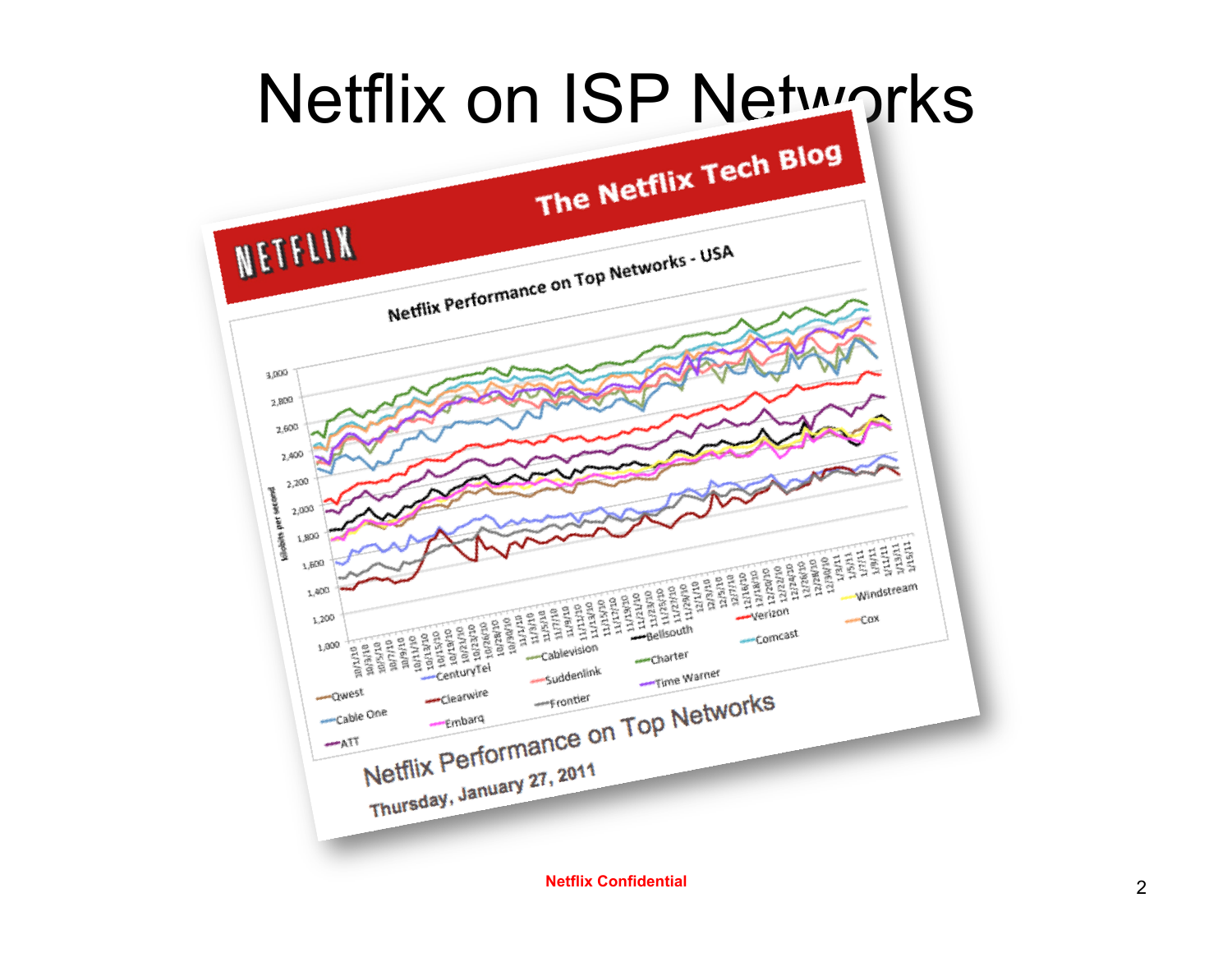# Netflix on ISP Networks

The Netflix Tech Blog

Netflix Performance on Top Networks - USA

Netflix Performance on Top Networks

Thursday, January 27, 2011

Netflix Confidential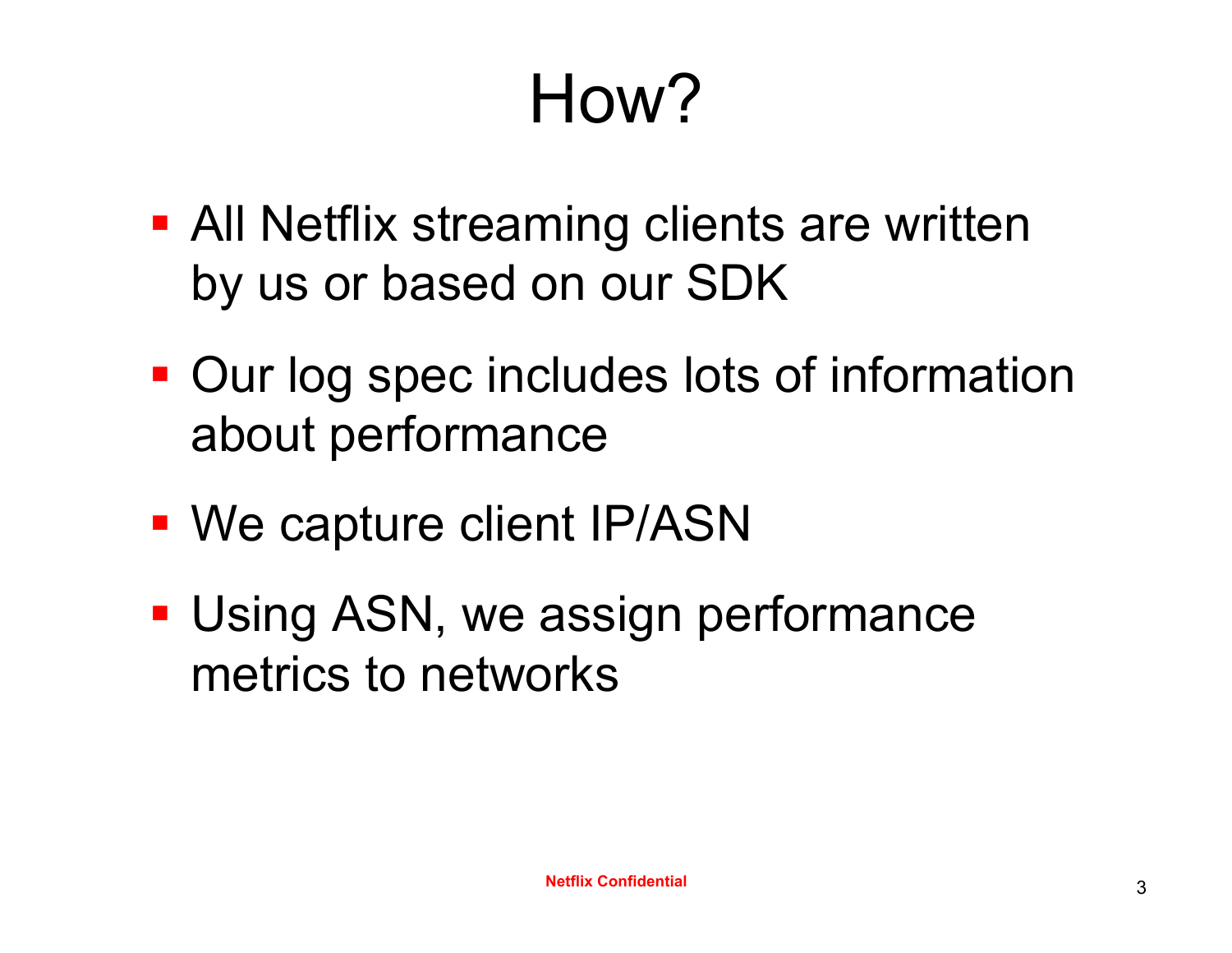# How?

- All Netflix streaming clients are written by us or based on our SDK
- Our log spec includes lots of information about performance
- We capture client IP/ASN
- Using ASN, we assign performance metrics to networks

Netflix Confidential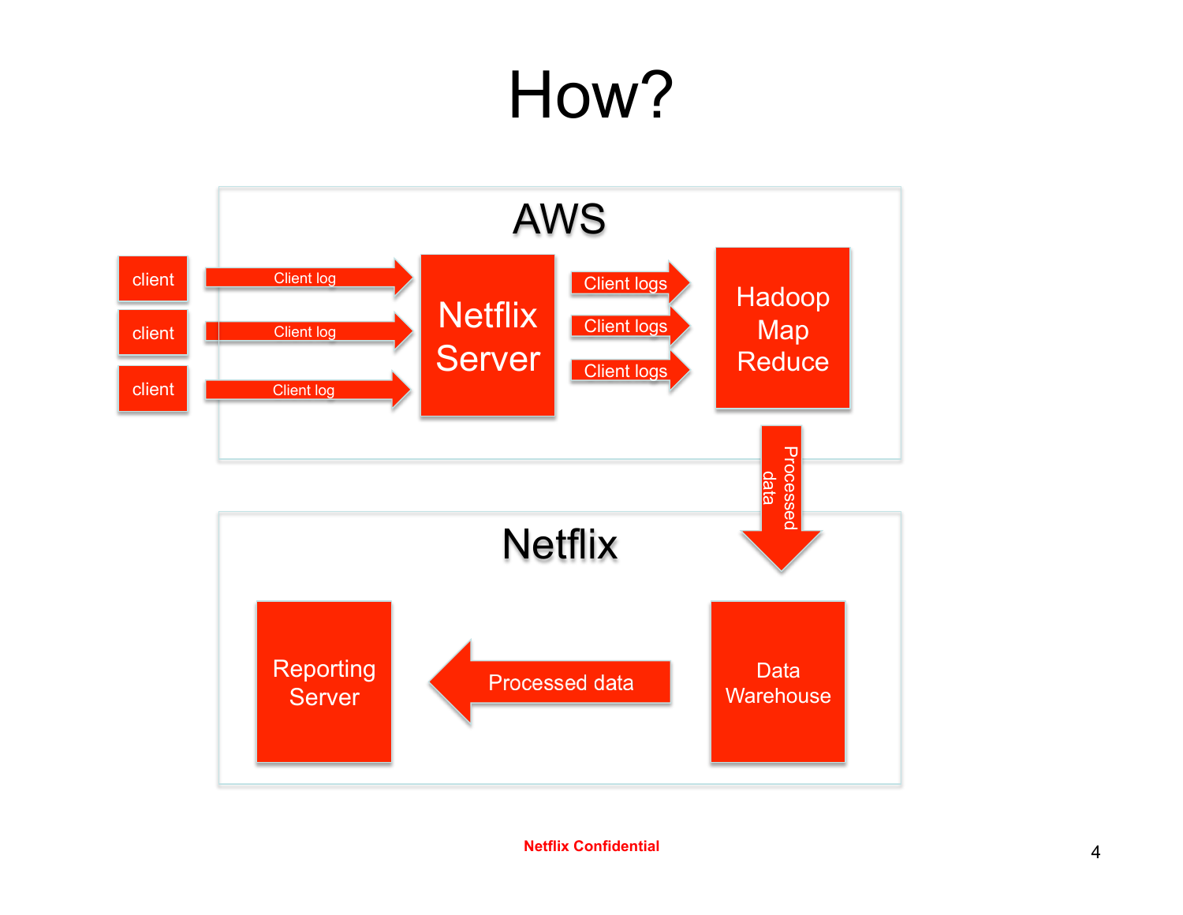# How?

## AWS

- client → Client log → Netflix Server
- client → Client log → Netflix Server
- client → Client log → Netflix Server

Netflix Server → Client logs → Hadoop Map Reduce

Hadoop Map Reduce → Processed data → Data Warehouse

## Netflix

Data Warehouse → Processed data → Reporting Server

**Netflix Confidential**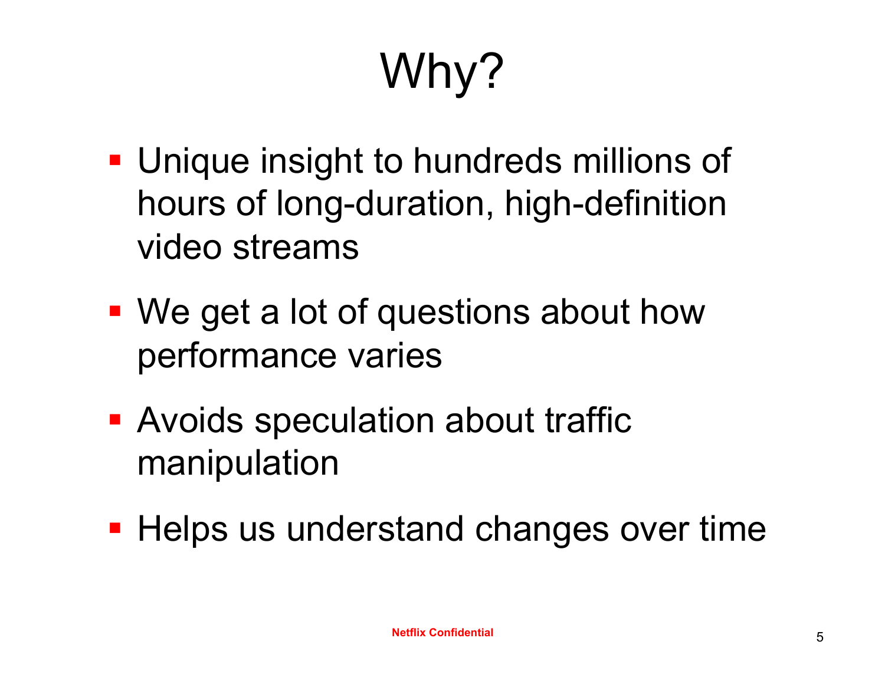# Why?

- Unique insight to hundreds millions of hours of long-duration, high-definition video streams
- We get a lot of questions about how performance varies
- Avoids speculation about traffic manipulation
- Helps us understand changes over time

**Netflix Confidential**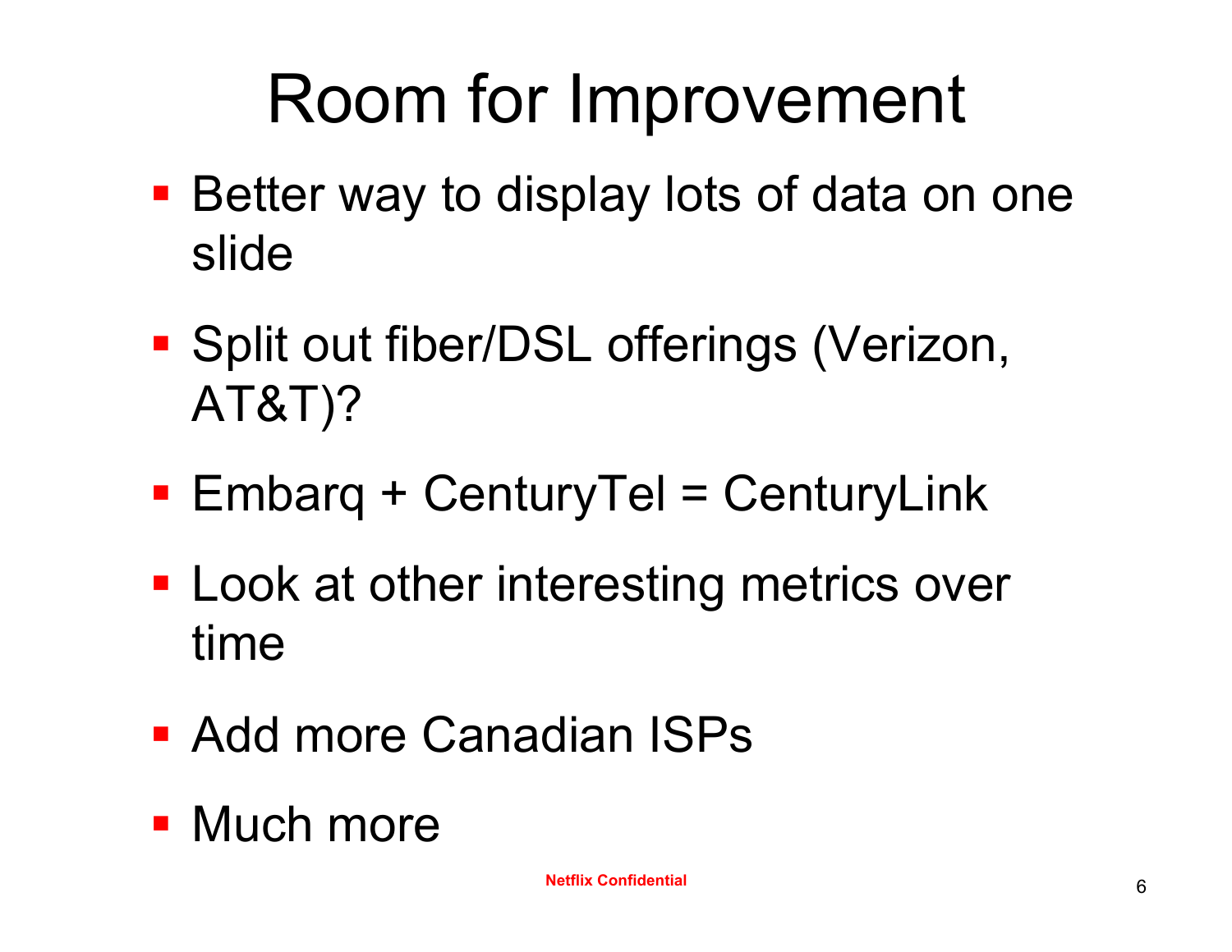# Room for Improvement

- Better way to display lots of data on one slide
- Split out fiber/DSL offerings (Verizon, AT&T)?
- Embarq + CenturyTel = CenturyLink
- Look at other interesting metrics over time
- Add more Canadian ISPs
- Much more

**Netflix Confidential**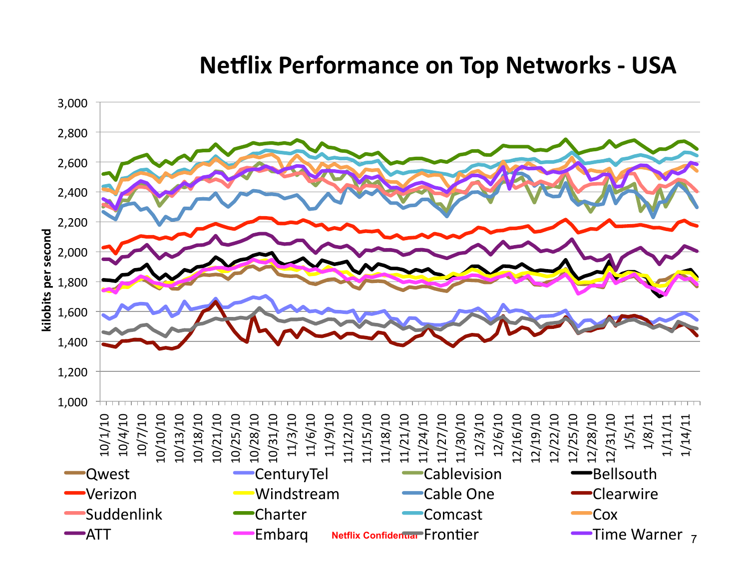# Netflix Performance on Top Networks - USA

kilobits per second

3,000
2,800
2,600
2,400
2,200
2,000
1,800
1,600
1,400
1,200
1,000

10/1/10, 10/4/10, 10/7/10, 10/10/10, 10/13/10, 10/18/10, 10/21/10, 10/25/10, 10/28/10, 10/31/10, 11/3/10, 11/6/10, 11/9/10, 11/12/10, 11/15/10, 11/18/10, 11/21/10, 11/24/10, 11/27/10, 11/30/10, 12/3/10, 12/6/10, 12/16/10, 12/19/10, 12/22/10, 12/25/10, 12/28/10, 12/31/10, 1/5/11, 1/8/11, 1/11/11, 1/14/11

Qwest, CenturyTel, Cablevision, Bellsouth, Verizon, Windstream, Cable One, Clearwire, Suddenlink, Charter, Comcast, Cox, ATT, Embarq, Frontier, Time Warner

Netflix Confidential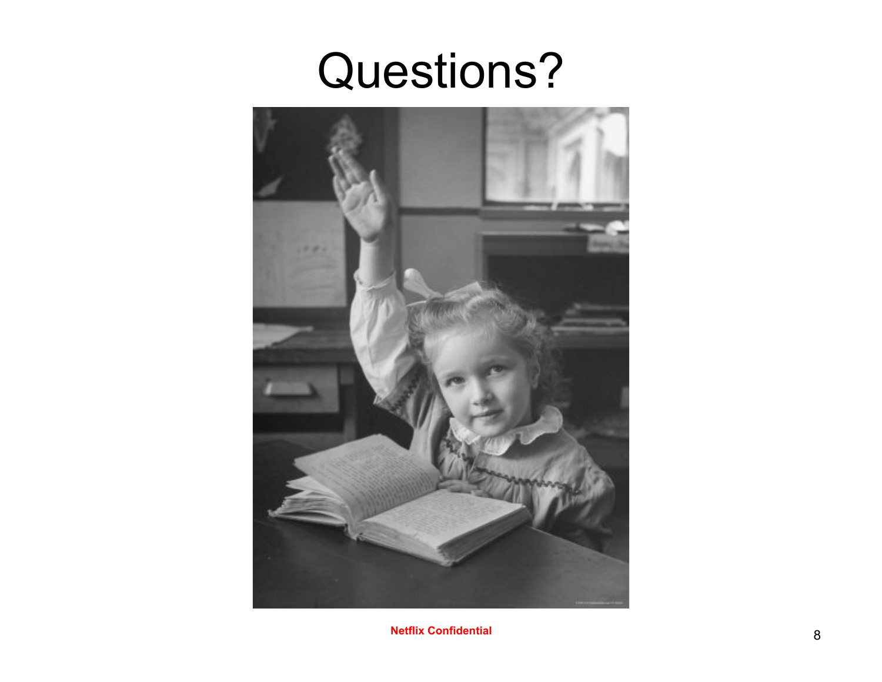# Questions?

**Netflix Confidential**